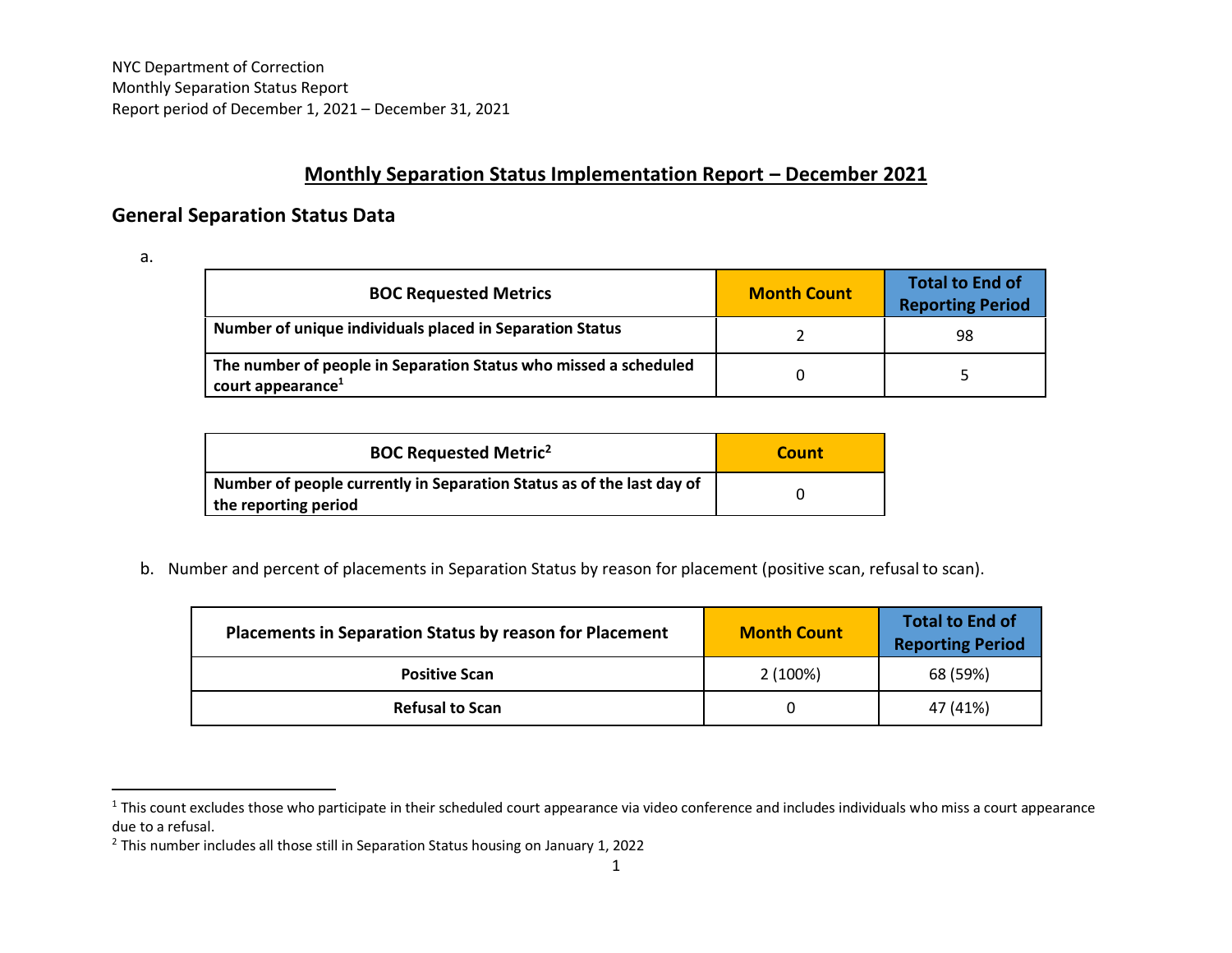NYC Department of Correction
Monthly Separation Status Report
Report period of December 1, 2021 – December 31, 2021

# Monthly Separation Status Implementation Report – December 2021

## General Separation Status Data

a.

| BOC Requested Metrics | Month Count | Total to End of Reporting Period |
|---|---|---|
| **Number of unique individuals placed in Separation Status** | 2 | 98 |
| **The number of people in Separation Status who missed a scheduled court appearance**[1] | 0 | 5 |

| BOC Requested Metric[2] | Count |
|---|---|
| **Number of people currently in Separation Status as of the last day of the reporting period** | 0 |

b. Number and percent of placements in Separation Status by reason for placement (positive scan, refusal to scan).

| Placements in Separation Status by reason for Placement | Month Count | Total to End of Reporting Period |
|---|---|---|
| **Positive Scan** | 2 (100%) | 68 (59%) |
| **Refusal to Scan** | 0 | 47 (41%) |

[1] This count excludes those who participate in their scheduled court appearance via video conference and includes individuals who miss a court appearance due to a refusal.

[2] This number includes all those still in Separation Status housing on January 1, 2022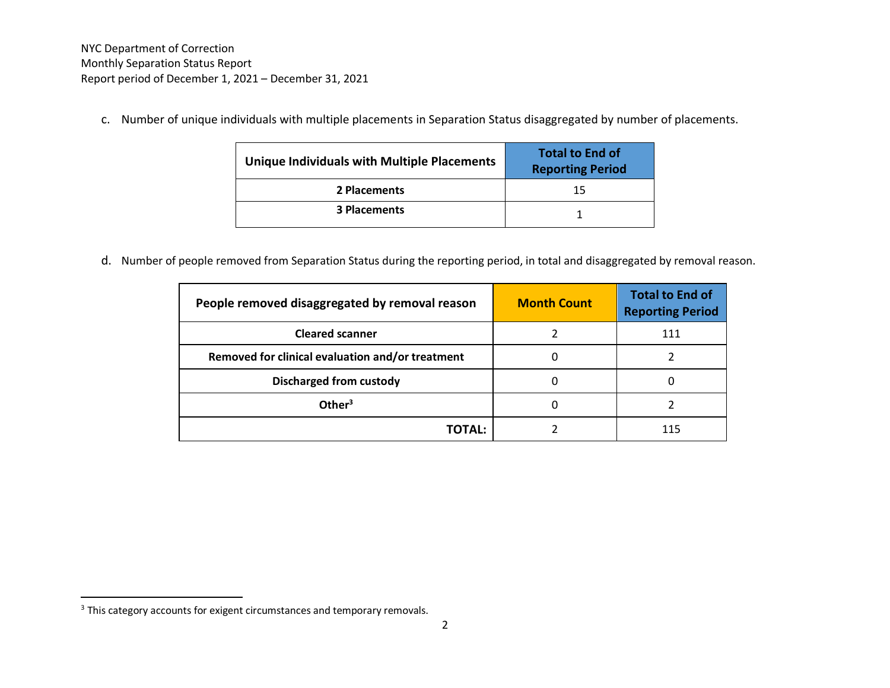NYC Department of Correction
Monthly Separation Status Report
Report period of December 1, 2021 – December 31, 2021

c. Number of unique individuals with multiple placements in Separation Status disaggregated by number of placements.

| Unique Individuals with Multiple Placements | Total to End of Reporting Period |
|---|---|
| **2 Placements** | 15 |
| **3 Placements** | 1 |

d. Number of people removed from Separation Status during the reporting period, in total and disaggregated by removal reason.

| People removed disaggregated by removal reason | Month Count | Total to End of Reporting Period |
|---|---|---|
| **Cleared scanner** | 2 | 111 |
| **Removed for clinical evaluation and/or treatment** | 0 | 2 |
| **Discharged from custody** | 0 | 0 |
| **Other**[3] | 0 | 2 |
| **TOTAL:** | 2 | 115 |

[3] This category accounts for exigent circumstances and temporary removals.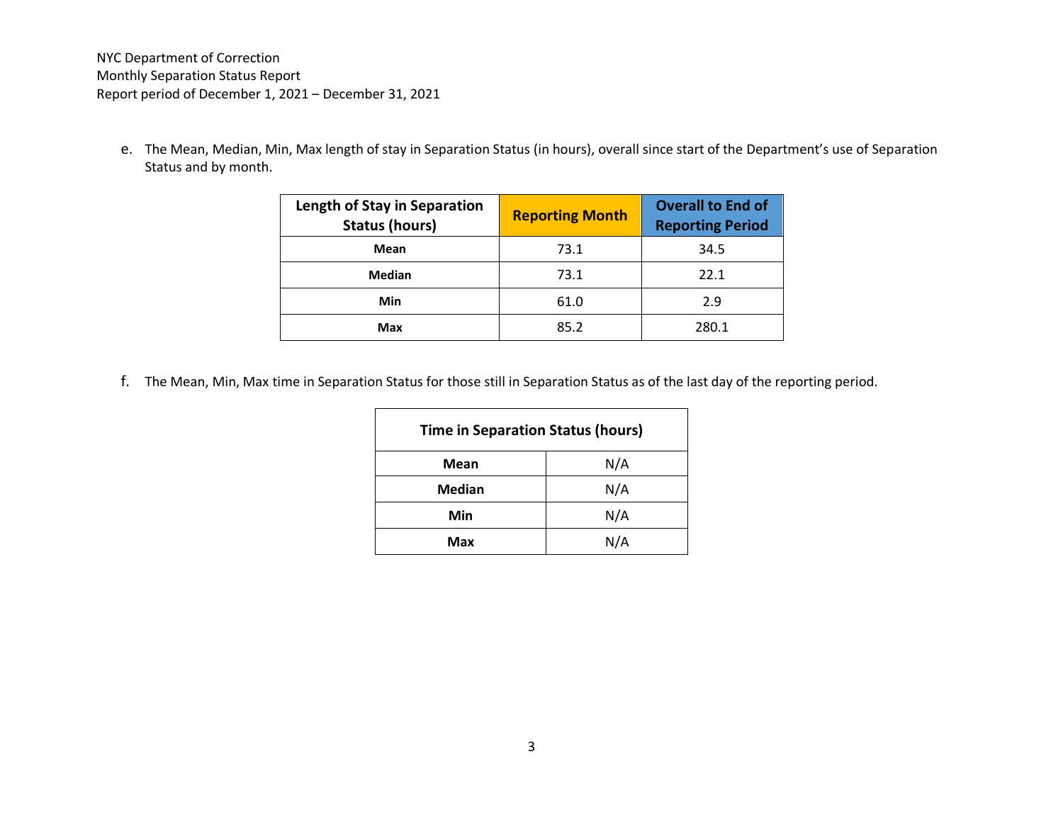NYC Department of Correction
Monthly Separation Status Report
Report period of December 1, 2021 – December 31, 2021

e. The Mean, Median, Min, Max length of stay in Separation Status (in hours), overall since start of the Department's use of Separation Status and by month.

| Length of Stay in Separation Status (hours) | Reporting Month | Overall to End of Reporting Period |
|---|---|---|
| **Mean** | 73.1 | 34.5 |
| **Median** | 73.1 | 22.1 |
| **Min** | 61.0 | 2.9 |
| **Max** | 85.2 | 280.1 |

f. The Mean, Min, Max time in Separation Status for those still in Separation Status as of the last day of the reporting period.

| Time in Separation Status (hours) | |
|---|---|
| **Mean** | N/A |
| **Median** | N/A |
| **Min** | N/A |
| **Max** | N/A |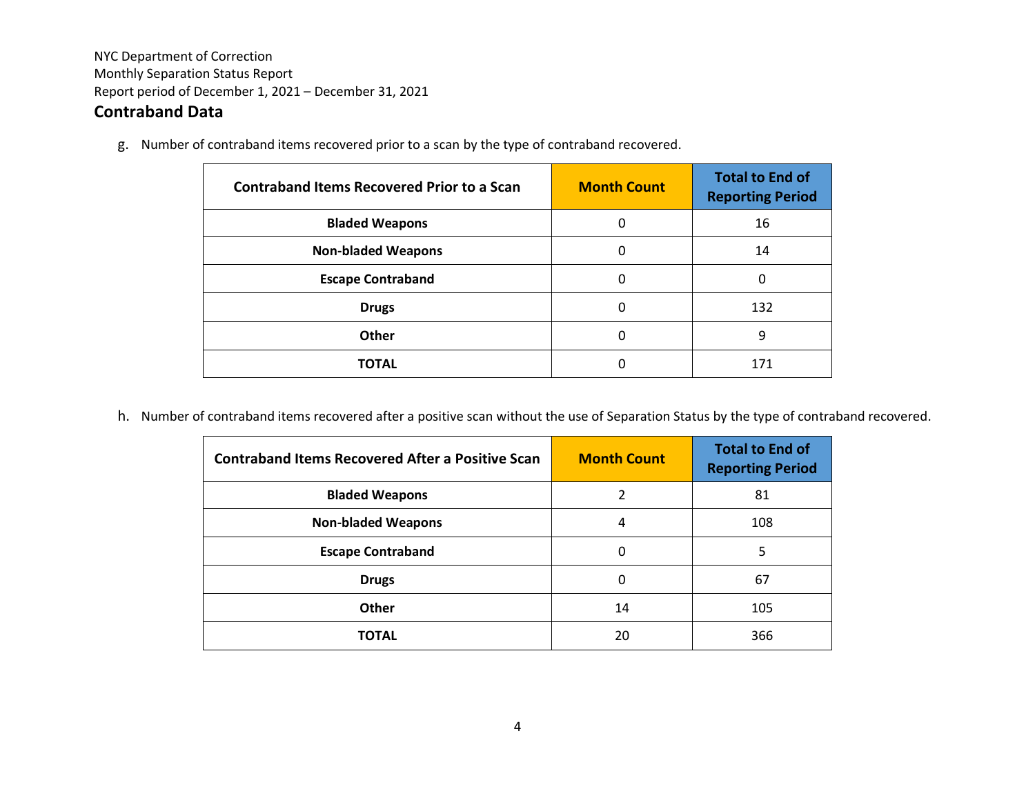NYC Department of Correction
Monthly Separation Status Report
Report period of December 1, 2021 – December 31, 2021

## Contraband Data

g. Number of contraband items recovered prior to a scan by the type of contraband recovered.

| Contraband Items Recovered Prior to a Scan | Month Count | Total to End of Reporting Period |
|---|---|---|
| **Bladed Weapons** | 0 | 16 |
| **Non-bladed Weapons** | 0 | 14 |
| **Escape Contraband** | 0 | 0 |
| **Drugs** | 0 | 132 |
| **Other** | 0 | 9 |
| **TOTAL** | 0 | 171 |

h. Number of contraband items recovered after a positive scan without the use of Separation Status by the type of contraband recovered.

| Contraband Items Recovered After a Positive Scan | Month Count | Total to End of Reporting Period |
|---|---|---|
| **Bladed Weapons** | 2 | 81 |
| **Non-bladed Weapons** | 4 | 108 |
| **Escape Contraband** | 0 | 5 |
| **Drugs** | 0 | 67 |
| **Other** | 14 | 105 |
| **TOTAL** | 20 | 366 |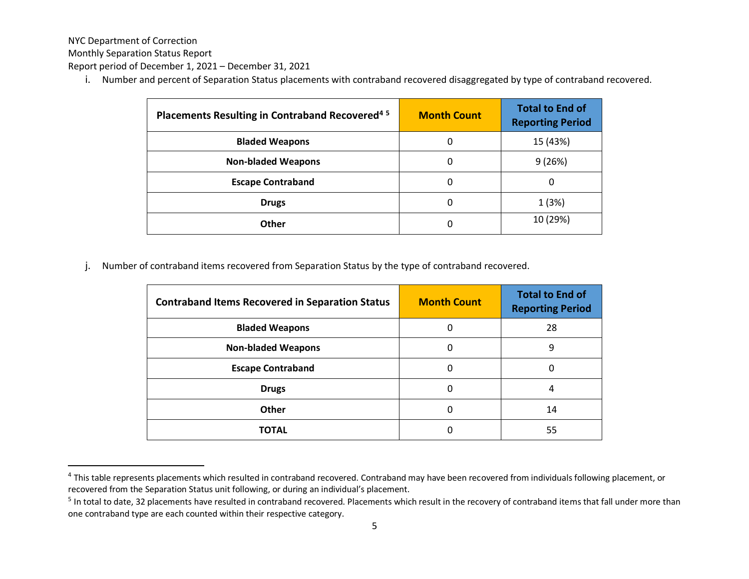NYC Department of Correction
Monthly Separation Status Report
Report period of December 1, 2021 – December 31, 2021

i. Number and percent of Separation Status placements with contraband recovered disaggregated by type of contraband recovered.

| Placements Resulting in Contraband Recovered[4] [5] | Month Count | Total to End of Reporting Period |
|---|---|---|
| Bladed Weapons | 0 | 15 (43%) |
| Non-bladed Weapons | 0 | 9 (26%) |
| Escape Contraband | 0 | 0 |
| Drugs | 0 | 1 (3%) |
| Other | 0 | 10 (29%) |

j. Number of contraband items recovered from Separation Status by the type of contraband recovered.

| Contraband Items Recovered in Separation Status | Month Count | Total to End of Reporting Period |
|---|---|---|
| Bladed Weapons | 0 | 28 |
| Non-bladed Weapons | 0 | 9 |
| Escape Contraband | 0 | 0 |
| Drugs | 0 | 4 |
| Other | 0 | 14 |
| TOTAL | 0 | 55 |

[4] This table represents placements which resulted in contraband recovered. Contraband may have been recovered from individuals following placement, or recovered from the Separation Status unit following, or during an individual's placement.

[5] In total to date, 32 placements have resulted in contraband recovered. Placements which result in the recovery of contraband items that fall under more than one contraband type are each counted within their respective category.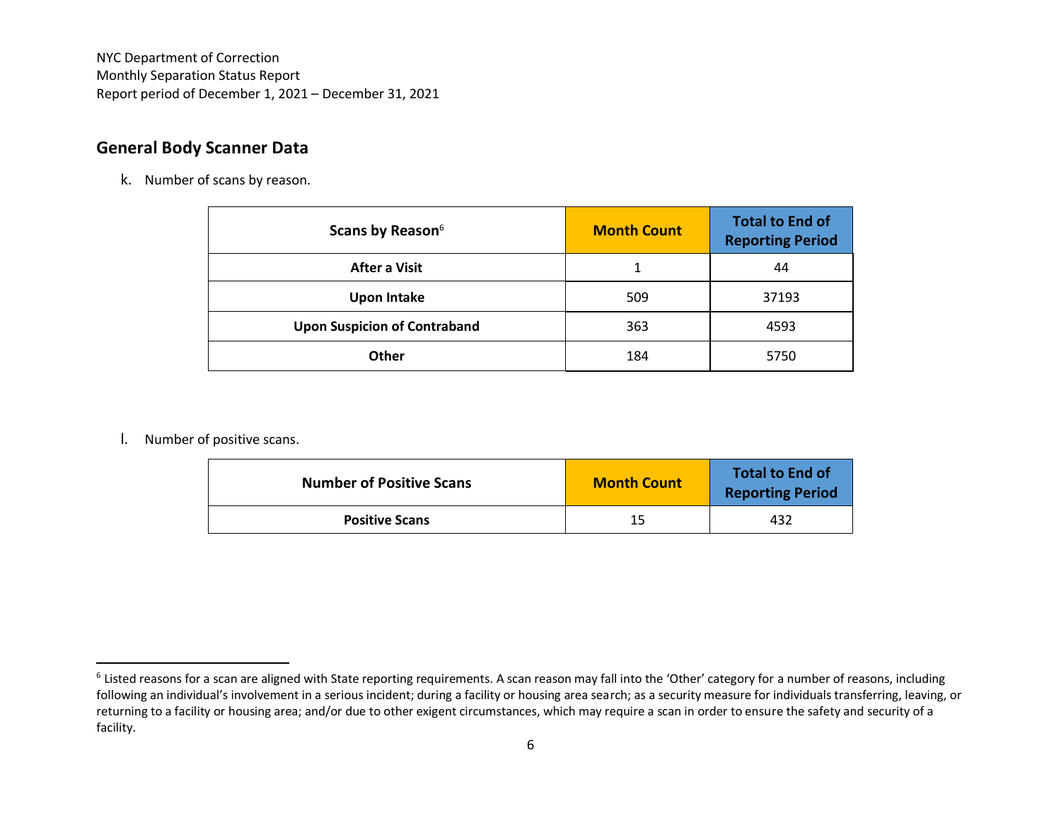## General Body Scanner Data

k. Number of scans by reason.

| Scans by Reason[6] | Month Count | Total to End of Reporting Period |
|---|---|---|
| **After a Visit** | 1 | 44 |
| **Upon Intake** | 509 | 37193 |
| **Upon Suspicion of Contraband** | 363 | 4593 |
| **Other** | 184 | 5750 |

l. Number of positive scans.

| Number of Positive Scans | Month Count | Total to End of Reporting Period |
|---|---|---|
| **Positive Scans** | 15 | 432 |

[6] Listed reasons for a scan are aligned with State reporting requirements. A scan reason may fall into the 'Other' category for a number of reasons, including following an individual's involvement in a serious incident; during a facility or housing area search; as a security measure for individuals transferring, leaving, or returning to a facility or housing area; and/or due to other exigent circumstances, which may require a scan in order to ensure the safety and security of a facility.